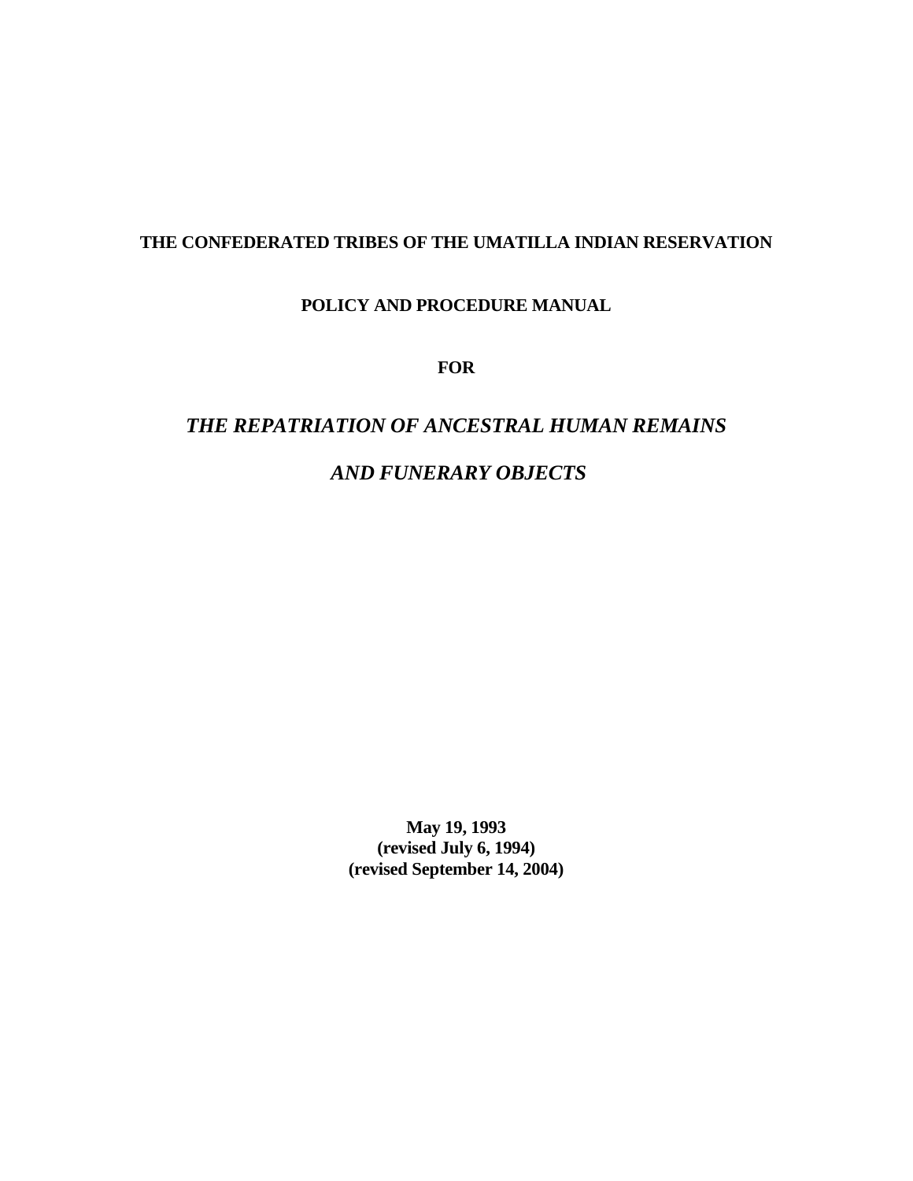**THE CONFEDERATED TRIBES OF THE UMATILLA INDIAN RESERVATION**

**POLICY AND PROCEDURE MANUAL**

**FOR**

# *THE REPATRIATION OF ANCESTRAL HUMAN REMAINS AND FUNERARY OBJECTS*

**May 19, 1993**
**(revised July 6, 1994)**
**(revised September 14, 2004)**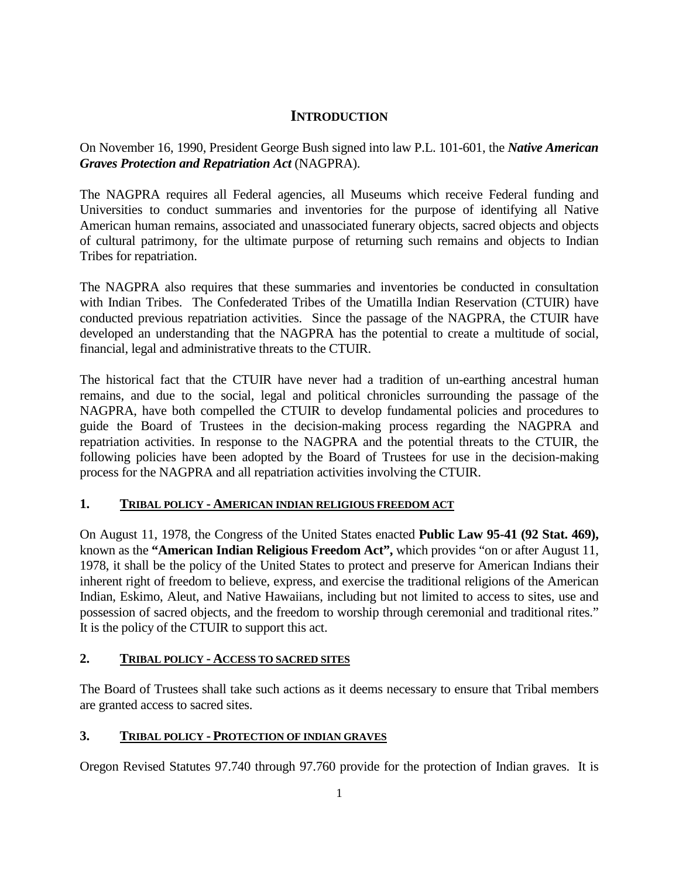# INTRODUCTION

On November 16, 1990, President George Bush signed into law P.L. 101-601, the ***Native American Graves Protection and Repatriation Act*** (NAGPRA).

The NAGPRA requires all Federal agencies, all Museums which receive Federal funding and Universities to conduct summaries and inventories for the purpose of identifying all Native American human remains, associated and unassociated funerary objects, sacred objects and objects of cultural patrimony, for the ultimate purpose of returning such remains and objects to Indian Tribes for repatriation.

The NAGPRA also requires that these summaries and inventories be conducted in consultation with Indian Tribes. The Confederated Tribes of the Umatilla Indian Reservation (CTUIR) have conducted previous repatriation activities. Since the passage of the NAGPRA, the CTUIR have developed an understanding that the NAGPRA has the potential to create a multitude of social, financial, legal and administrative threats to the CTUIR.

The historical fact that the CTUIR have never had a tradition of un-earthing ancestral human remains, and due to the social, legal and political chronicles surrounding the passage of the NAGPRA, have both compelled the CTUIR to develop fundamental policies and procedures to guide the Board of Trustees in the decision-making process regarding the NAGPRA and repatriation activities. In response to the NAGPRA and the potential threats to the CTUIR, the following policies have been adopted by the Board of Trustees for use in the decision-making process for the NAGPRA and all repatriation activities involving the CTUIR.

## 1. TRIBAL POLICY - AMERICAN INDIAN RELIGIOUS FREEDOM ACT

On August 11, 1978, the Congress of the United States enacted **Public Law 95-41 (92 Stat. 469),** known as the **"American Indian Religious Freedom Act",** which provides "on or after August 11, 1978, it shall be the policy of the United States to protect and preserve for American Indians their inherent right of freedom to believe, express, and exercise the traditional religions of the American Indian, Eskimo, Aleut, and Native Hawaiians, including but not limited to access to sites, use and possession of sacred objects, and the freedom to worship through ceremonial and traditional rites." It is the policy of the CTUIR to support this act.

## 2. TRIBAL POLICY - ACCESS TO SACRED SITES

The Board of Trustees shall take such actions as it deems necessary to ensure that Tribal members are granted access to sacred sites.

## 3. TRIBAL POLICY - PROTECTION OF INDIAN GRAVES

Oregon Revised Statutes 97.740 through 97.760 provide for the protection of Indian graves. It is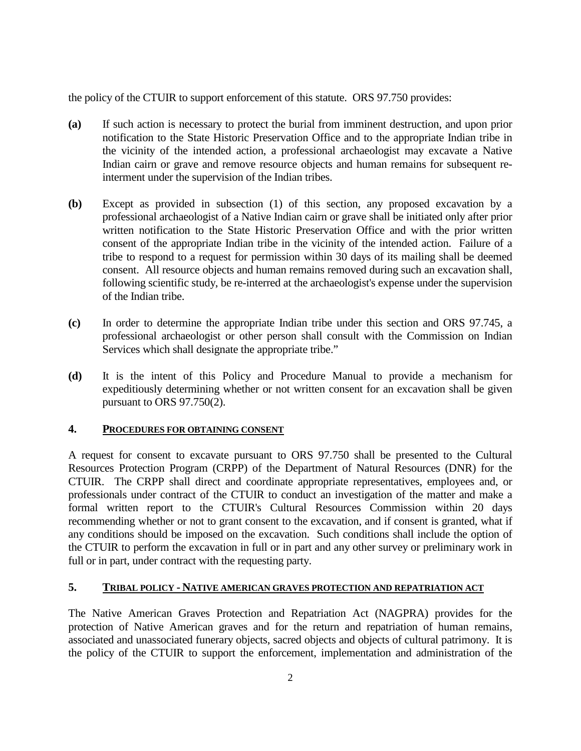the policy of the CTUIR to support enforcement of this statute. ORS 97.750 provides:

**(a)** If such action is necessary to protect the burial from imminent destruction, and upon prior notification to the State Historic Preservation Office and to the appropriate Indian tribe in the vicinity of the intended action, a professional archaeologist may excavate a Native Indian cairn or grave and remove resource objects and human remains for subsequent re-interment under the supervision of the Indian tribes.

**(b)** Except as provided in subsection (1) of this section, any proposed excavation by a professional archaeologist of a Native Indian cairn or grave shall be initiated only after prior written notification to the State Historic Preservation Office and with the prior written consent of the appropriate Indian tribe in the vicinity of the intended action. Failure of a tribe to respond to a request for permission within 30 days of its mailing shall be deemed consent. All resource objects and human remains removed during such an excavation shall, following scientific study, be re-interred at the archaeologist's expense under the supervision of the Indian tribe.

**(c)** In order to determine the appropriate Indian tribe under this section and ORS 97.745, a professional archaeologist or other person shall consult with the Commission on Indian Services which shall designate the appropriate tribe."

**(d)** It is the intent of this Policy and Procedure Manual to provide a mechanism for expeditiously determining whether or not written consent for an excavation shall be given pursuant to ORS 97.750(2).

## 4. PROCEDURES FOR OBTAINING CONSENT

A request for consent to excavate pursuant to ORS 97.750 shall be presented to the Cultural Resources Protection Program (CRPP) of the Department of Natural Resources (DNR) for the CTUIR. The CRPP shall direct and coordinate appropriate representatives, employees and, or professionals under contract of the CTUIR to conduct an investigation of the matter and make a formal written report to the CTUIR's Cultural Resources Commission within 20 days recommending whether or not to grant consent to the excavation, and if consent is granted, what if any conditions should be imposed on the excavation. Such conditions shall include the option of the CTUIR to perform the excavation in full or in part and any other survey or preliminary work in full or in part, under contract with the requesting party.

## 5. TRIBAL POLICY - NATIVE AMERICAN GRAVES PROTECTION AND REPATRIATION ACT

The Native American Graves Protection and Repatriation Act (NAGPRA) provides for the protection of Native American graves and for the return and repatriation of human remains, associated and unassociated funerary objects, sacred objects and objects of cultural patrimony. It is the policy of the CTUIR to support the enforcement, implementation and administration of the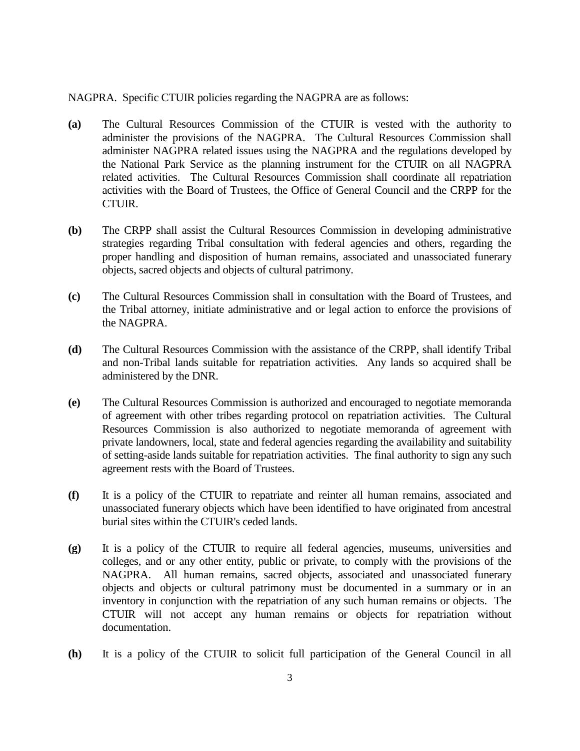NAGPRA. Specific CTUIR policies regarding the NAGPRA are as follows:

**(a)** The Cultural Resources Commission of the CTUIR is vested with the authority to administer the provisions of the NAGPRA. The Cultural Resources Commission shall administer NAGPRA related issues using the NAGPRA and the regulations developed by the National Park Service as the planning instrument for the CTUIR on all NAGPRA related activities. The Cultural Resources Commission shall coordinate all repatriation activities with the Board of Trustees, the Office of General Council and the CRPP for the CTUIR.

**(b)** The CRPP shall assist the Cultural Resources Commission in developing administrative strategies regarding Tribal consultation with federal agencies and others, regarding the proper handling and disposition of human remains, associated and unassociated funerary objects, sacred objects and objects of cultural patrimony.

**(c)** The Cultural Resources Commission shall in consultation with the Board of Trustees, and the Tribal attorney, initiate administrative and or legal action to enforce the provisions of the NAGPRA.

**(d)** The Cultural Resources Commission with the assistance of the CRPP, shall identify Tribal and non-Tribal lands suitable for repatriation activities. Any lands so acquired shall be administered by the DNR.

**(e)** The Cultural Resources Commission is authorized and encouraged to negotiate memoranda of agreement with other tribes regarding protocol on repatriation activities. The Cultural Resources Commission is also authorized to negotiate memoranda of agreement with private landowners, local, state and federal agencies regarding the availability and suitability of setting-aside lands suitable for repatriation activities. The final authority to sign any such agreement rests with the Board of Trustees.

**(f)** It is a policy of the CTUIR to repatriate and reinter all human remains, associated and unassociated funerary objects which have been identified to have originated from ancestral burial sites within the CTUIR's ceded lands.

**(g)** It is a policy of the CTUIR to require all federal agencies, museums, universities and colleges, and or any other entity, public or private, to comply with the provisions of the NAGPRA. All human remains, sacred objects, associated and unassociated funerary objects and objects or cultural patrimony must be documented in a summary or in an inventory in conjunction with the repatriation of any such human remains or objects. The CTUIR will not accept any human remains or objects for repatriation without documentation.

**(h)** It is a policy of the CTUIR to solicit full participation of the General Council in all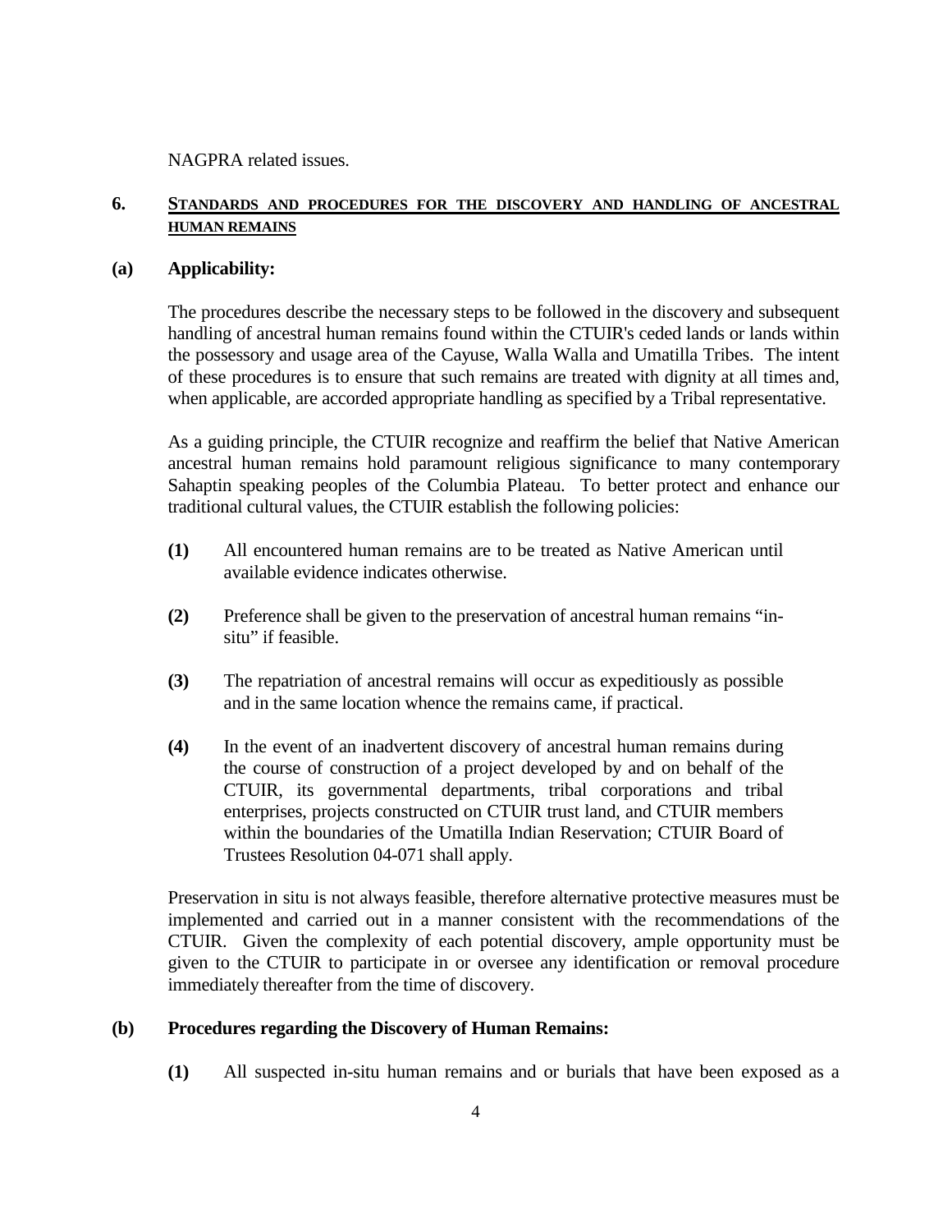NAGPRA related issues.

## 6. STANDARDS AND PROCEDURES FOR THE DISCOVERY AND HANDLING OF ANCESTRAL HUMAN REMAINS

### (a) Applicability:

The procedures describe the necessary steps to be followed in the discovery and subsequent handling of ancestral human remains found within the CTUIR's ceded lands or lands within the possessory and usage area of the Cayuse, Walla Walla and Umatilla Tribes. The intent of these procedures is to ensure that such remains are treated with dignity at all times and, when applicable, are accorded appropriate handling as specified by a Tribal representative.

As a guiding principle, the CTUIR recognize and reaffirm the belief that Native American ancestral human remains hold paramount religious significance to many contemporary Sahaptin speaking peoples of the Columbia Plateau. To better protect and enhance our traditional cultural values, the CTUIR establish the following policies:

**(1)** All encountered human remains are to be treated as Native American until available evidence indicates otherwise.

**(2)** Preference shall be given to the preservation of ancestral human remains "in-situ" if feasible.

**(3)** The repatriation of ancestral remains will occur as expeditiously as possible and in the same location whence the remains came, if practical.

**(4)** In the event of an inadvertent discovery of ancestral human remains during the course of construction of a project developed by and on behalf of the CTUIR, its governmental departments, tribal corporations and tribal enterprises, projects constructed on CTUIR trust land, and CTUIR members within the boundaries of the Umatilla Indian Reservation; CTUIR Board of Trustees Resolution 04-071 shall apply.

Preservation in situ is not always feasible, therefore alternative protective measures must be implemented and carried out in a manner consistent with the recommendations of the CTUIR. Given the complexity of each potential discovery, ample opportunity must be given to the CTUIR to participate in or oversee any identification or removal procedure immediately thereafter from the time of discovery.

### (b) Procedures regarding the Discovery of Human Remains:

**(1)** All suspected in-situ human remains and or burials that have been exposed as a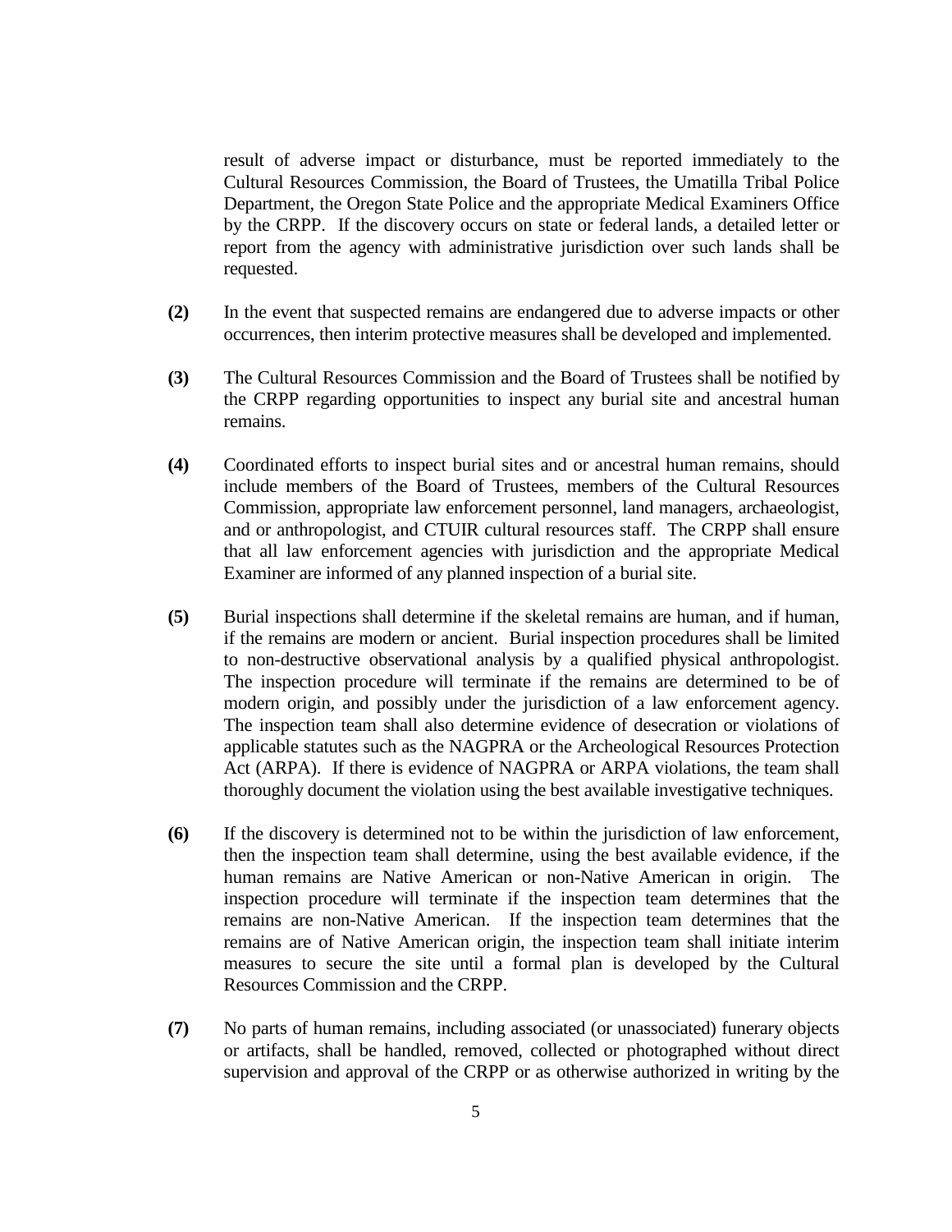result of adverse impact or disturbance, must be reported immediately to the Cultural Resources Commission, the Board of Trustees, the Umatilla Tribal Police Department, the Oregon State Police and the appropriate Medical Examiners Office by the CRPP. If the discovery occurs on state or federal lands, a detailed letter or report from the agency with administrative jurisdiction over such lands shall be requested.

**(2)** In the event that suspected remains are endangered due to adverse impacts or other occurrences, then interim protective measures shall be developed and implemented.

**(3)** The Cultural Resources Commission and the Board of Trustees shall be notified by the CRPP regarding opportunities to inspect any burial site and ancestral human remains.

**(4)** Coordinated efforts to inspect burial sites and or ancestral human remains, should include members of the Board of Trustees, members of the Cultural Resources Commission, appropriate law enforcement personnel, land managers, archaeologist, and or anthropologist, and CTUIR cultural resources staff. The CRPP shall ensure that all law enforcement agencies with jurisdiction and the appropriate Medical Examiner are informed of any planned inspection of a burial site.

**(5)** Burial inspections shall determine if the skeletal remains are human, and if human, if the remains are modern or ancient. Burial inspection procedures shall be limited to non-destructive observational analysis by a qualified physical anthropologist. The inspection procedure will terminate if the remains are determined to be of modern origin, and possibly under the jurisdiction of a law enforcement agency. The inspection team shall also determine evidence of desecration or violations of applicable statutes such as the NAGPRA or the Archeological Resources Protection Act (ARPA). If there is evidence of NAGPRA or ARPA violations, the team shall thoroughly document the violation using the best available investigative techniques.

**(6)** If the discovery is determined not to be within the jurisdiction of law enforcement, then the inspection team shall determine, using the best available evidence, if the human remains are Native American or non-Native American in origin. The inspection procedure will terminate if the inspection team determines that the remains are non-Native American. If the inspection team determines that the remains are of Native American origin, the inspection team shall initiate interim measures to secure the site until a formal plan is developed by the Cultural Resources Commission and the CRPP.

**(7)** No parts of human remains, including associated (or unassociated) funerary objects or artifacts, shall be handled, removed, collected or photographed without direct supervision and approval of the CRPP or as otherwise authorized in writing by the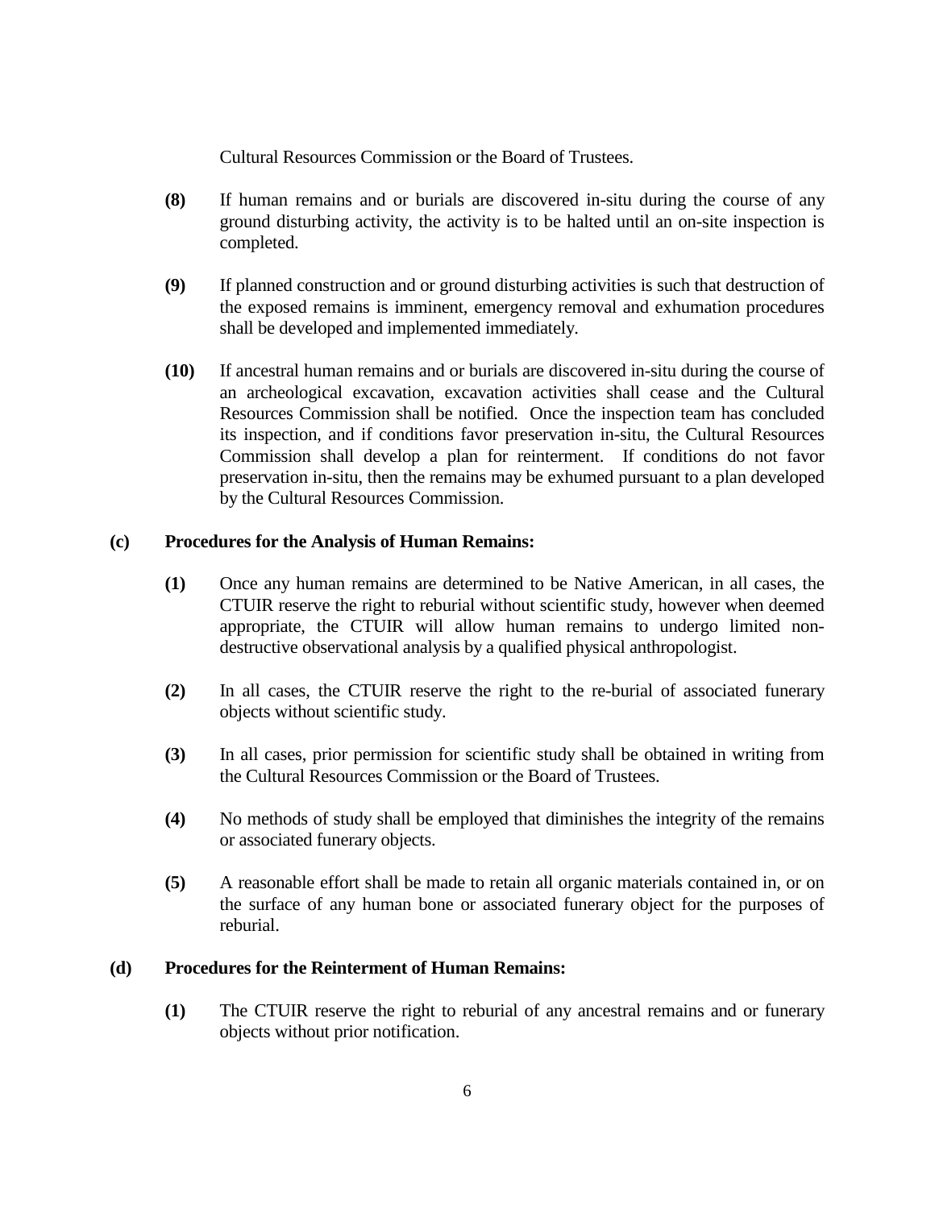Cultural Resources Commission or the Board of Trustees.

**(8)** If human remains and or burials are discovered in-situ during the course of any ground disturbing activity, the activity is to be halted until an on-site inspection is completed.

**(9)** If planned construction and or ground disturbing activities is such that destruction of the exposed remains is imminent, emergency removal and exhumation procedures shall be developed and implemented immediately.

**(10)** If ancestral human remains and or burials are discovered in-situ during the course of an archeological excavation, excavation activities shall cease and the Cultural Resources Commission shall be notified. Once the inspection team has concluded its inspection, and if conditions favor preservation in-situ, the Cultural Resources Commission shall develop a plan for reinterment. If conditions do not favor preservation in-situ, then the remains may be exhumed pursuant to a plan developed by the Cultural Resources Commission.

**(c) Procedures for the Analysis of Human Remains:**

**(1)** Once any human remains are determined to be Native American, in all cases, the CTUIR reserve the right to reburial without scientific study, however when deemed appropriate, the CTUIR will allow human remains to undergo limited non-destructive observational analysis by a qualified physical anthropologist.

**(2)** In all cases, the CTUIR reserve the right to the re-burial of associated funerary objects without scientific study.

**(3)** In all cases, prior permission for scientific study shall be obtained in writing from the Cultural Resources Commission or the Board of Trustees.

**(4)** No methods of study shall be employed that diminishes the integrity of the remains or associated funerary objects.

**(5)** A reasonable effort shall be made to retain all organic materials contained in, or on the surface of any human bone or associated funerary object for the purposes of reburial.

**(d) Procedures for the Reinterment of Human Remains:**

**(1)** The CTUIR reserve the right to reburial of any ancestral remains and or funerary objects without prior notification.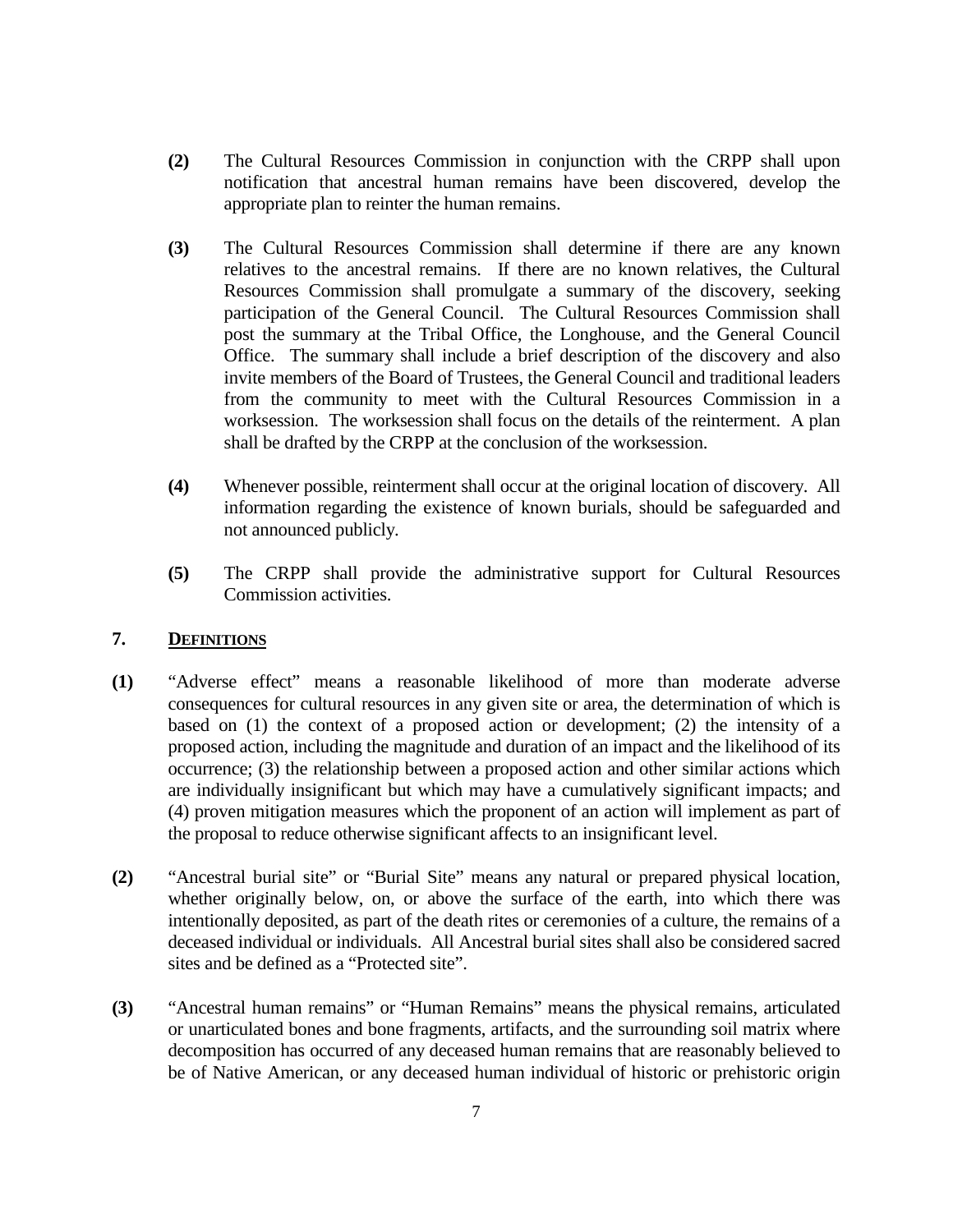**(2)** The Cultural Resources Commission in conjunction with the CRPP shall upon notification that ancestral human remains have been discovered, develop the appropriate plan to reinter the human remains.

**(3)** The Cultural Resources Commission shall determine if there are any known relatives to the ancestral remains. If there are no known relatives, the Cultural Resources Commission shall promulgate a summary of the discovery, seeking participation of the General Council. The Cultural Resources Commission shall post the summary at the Tribal Office, the Longhouse, and the General Council Office. The summary shall include a brief description of the discovery and also invite members of the Board of Trustees, the General Council and traditional leaders from the community to meet with the Cultural Resources Commission in a worksession. The worksession shall focus on the details of the reinterment. A plan shall be drafted by the CRPP at the conclusion of the worksession.

**(4)** Whenever possible, reinterment shall occur at the original location of discovery. All information regarding the existence of known burials, should be safeguarded and not announced publicly.

**(5)** The CRPP shall provide the administrative support for Cultural Resources Commission activities.

## 7. <u>DEFINITIONS</u>

**(1)** "Adverse effect" means a reasonable likelihood of more than moderate adverse consequences for cultural resources in any given site or area, the determination of which is based on (1) the context of a proposed action or development; (2) the intensity of a proposed action, including the magnitude and duration of an impact and the likelihood of its occurrence; (3) the relationship between a proposed action and other similar actions which are individually insignificant but which may have a cumulatively significant impacts; and (4) proven mitigation measures which the proponent of an action will implement as part of the proposal to reduce otherwise significant affects to an insignificant level.

**(2)** "Ancestral burial site" or "Burial Site" means any natural or prepared physical location, whether originally below, on, or above the surface of the earth, into which there was intentionally deposited, as part of the death rites or ceremonies of a culture, the remains of a deceased individual or individuals. All Ancestral burial sites shall also be considered sacred sites and be defined as a "Protected site".

**(3)** "Ancestral human remains" or "Human Remains" means the physical remains, articulated or unarticulated bones and bone fragments, artifacts, and the surrounding soil matrix where decomposition has occurred of any deceased human remains that are reasonably believed to be of Native American, or any deceased human individual of historic or prehistoric origin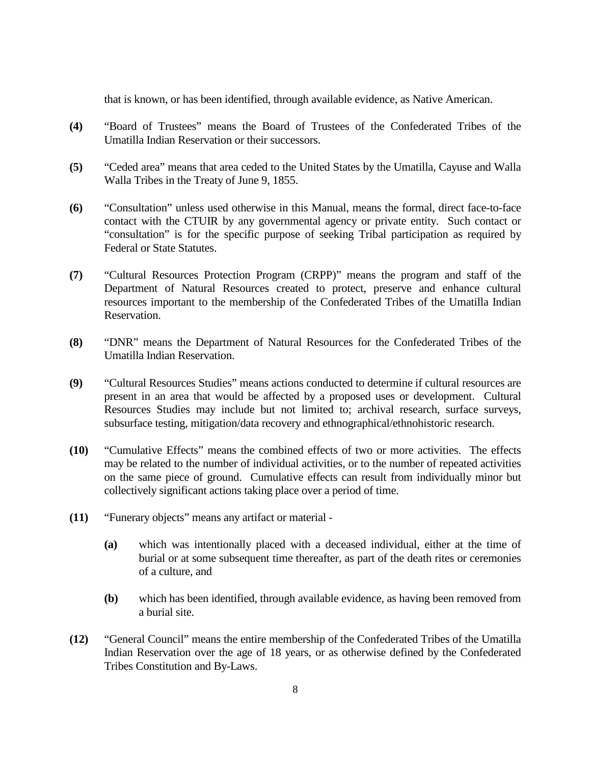that is known, or has been identified, through available evidence, as Native American.

**(4)** "Board of Trustees" means the Board of Trustees of the Confederated Tribes of the Umatilla Indian Reservation or their successors.

**(5)** "Ceded area" means that area ceded to the United States by the Umatilla, Cayuse and Walla Walla Tribes in the Treaty of June 9, 1855.

**(6)** "Consultation" unless used otherwise in this Manual, means the formal, direct face-to-face contact with the CTUIR by any governmental agency or private entity. Such contact or "consultation" is for the specific purpose of seeking Tribal participation as required by Federal or State Statutes.

**(7)** "Cultural Resources Protection Program (CRPP)" means the program and staff of the Department of Natural Resources created to protect, preserve and enhance cultural resources important to the membership of the Confederated Tribes of the Umatilla Indian Reservation.

**(8)** "DNR" means the Department of Natural Resources for the Confederated Tribes of the Umatilla Indian Reservation.

**(9)** "Cultural Resources Studies" means actions conducted to determine if cultural resources are present in an area that would be affected by a proposed uses or development. Cultural Resources Studies may include but not limited to; archival research, surface surveys, subsurface testing, mitigation/data recovery and ethnographical/ethnohistoric research.

**(10)** "Cumulative Effects" means the combined effects of two or more activities. The effects may be related to the number of individual activities, or to the number of repeated activities on the same piece of ground. Cumulative effects can result from individually minor but collectively significant actions taking place over a period of time.

**(11)** "Funerary objects" means any artifact or material -

> **(a)** which was intentionally placed with a deceased individual, either at the time of burial or at some subsequent time thereafter, as part of the death rites or ceremonies of a culture, and
>
> **(b)** which has been identified, through available evidence, as having been removed from a burial site.

**(12)** "General Council" means the entire membership of the Confederated Tribes of the Umatilla Indian Reservation over the age of 18 years, or as otherwise defined by the Confederated Tribes Constitution and By-Laws.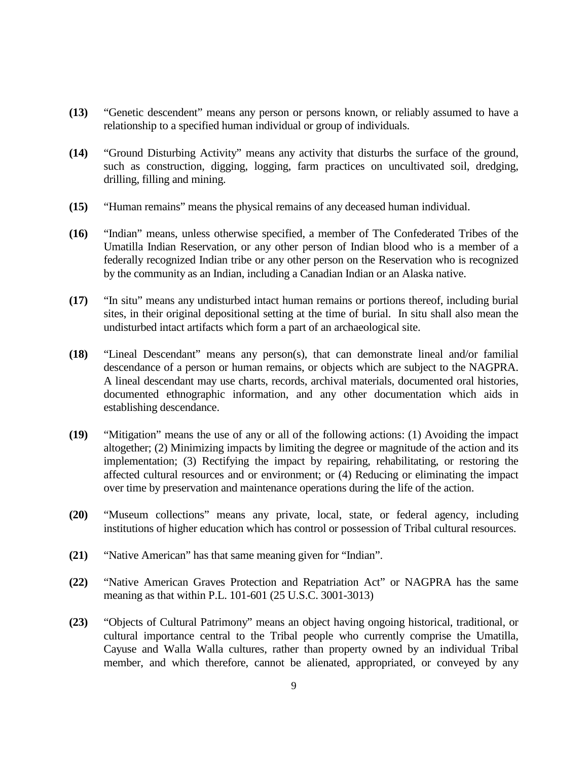**(13)** “Genetic descendent” means any person or persons known, or reliably assumed to have a relationship to a specified human individual or group of individuals.

**(14)** “Ground Disturbing Activity” means any activity that disturbs the surface of the ground, such as construction, digging, logging, farm practices on uncultivated soil, dredging, drilling, filling and mining.

**(15)** “Human remains” means the physical remains of any deceased human individual.

**(16)** “Indian” means, unless otherwise specified, a member of The Confederated Tribes of the Umatilla Indian Reservation, or any other person of Indian blood who is a member of a federally recognized Indian tribe or any other person on the Reservation who is recognized by the community as an Indian, including a Canadian Indian or an Alaska native.

**(17)** “In situ” means any undisturbed intact human remains or portions thereof, including burial sites, in their original depositional setting at the time of burial. In situ shall also mean the undisturbed intact artifacts which form a part of an archaeological site.

**(18)** “Lineal Descendant” means any person(s), that can demonstrate lineal and/or familial descendance of a person or human remains, or objects which are subject to the NAGPRA. A lineal descendant may use charts, records, archival materials, documented oral histories, documented ethnographic information, and any other documentation which aids in establishing descendance.

**(19)** “Mitigation” means the use of any or all of the following actions: (1) Avoiding the impact altogether; (2) Minimizing impacts by limiting the degree or magnitude of the action and its implementation; (3) Rectifying the impact by repairing, rehabilitating, or restoring the affected cultural resources and or environment; or (4) Reducing or eliminating the impact over time by preservation and maintenance operations during the life of the action.

**(20)** “Museum collections” means any private, local, state, or federal agency, including institutions of higher education which has control or possession of Tribal cultural resources.

**(21)** “Native American” has that same meaning given for “Indian”.

**(22)** “Native American Graves Protection and Repatriation Act” or NAGPRA has the same meaning as that within P.L. 101-601 (25 U.S.C. 3001-3013)

**(23)** “Objects of Cultural Patrimony” means an object having ongoing historical, traditional, or cultural importance central to the Tribal people who currently comprise the Umatilla, Cayuse and Walla Walla cultures, rather than property owned by an individual Tribal member, and which therefore, cannot be alienated, appropriated, or conveyed by any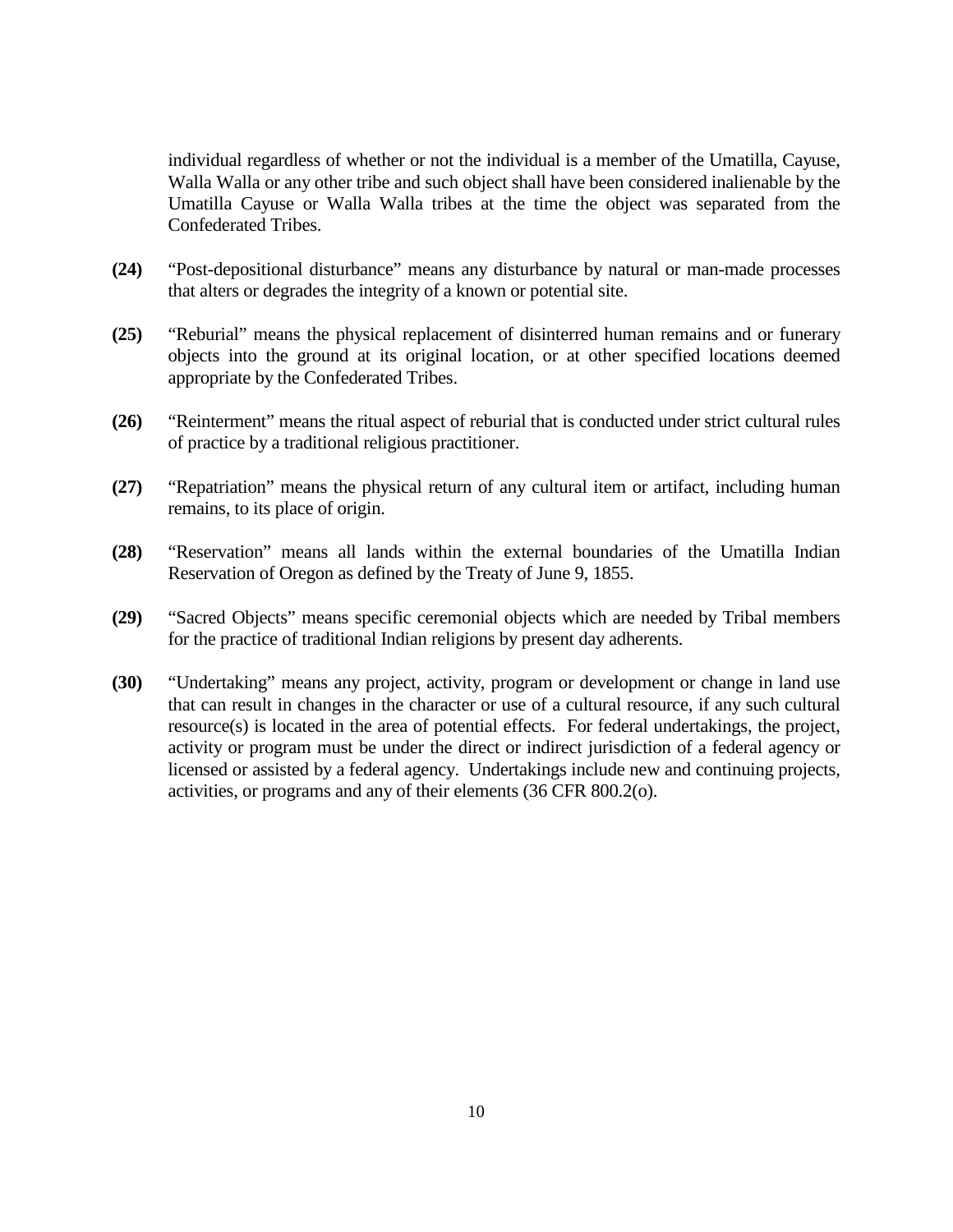individual regardless of whether or not the individual is a member of the Umatilla, Cayuse, Walla Walla or any other tribe and such object shall have been considered inalienable by the Umatilla Cayuse or Walla Walla tribes at the time the object was separated from the Confederated Tribes.

**(24)** "Post-depositional disturbance" means any disturbance by natural or man-made processes that alters or degrades the integrity of a known or potential site.

**(25)** "Reburial" means the physical replacement of disinterred human remains and or funerary objects into the ground at its original location, or at other specified locations deemed appropriate by the Confederated Tribes.

**(26)** "Reinterment" means the ritual aspect of reburial that is conducted under strict cultural rules of practice by a traditional religious practitioner.

**(27)** "Repatriation" means the physical return of any cultural item or artifact, including human remains, to its place of origin.

**(28)** "Reservation" means all lands within the external boundaries of the Umatilla Indian Reservation of Oregon as defined by the Treaty of June 9, 1855.

**(29)** "Sacred Objects" means specific ceremonial objects which are needed by Tribal members for the practice of traditional Indian religions by present day adherents.

**(30)** "Undertaking" means any project, activity, program or development or change in land use that can result in changes in the character or use of a cultural resource, if any such cultural resource(s) is located in the area of potential effects. For federal undertakings, the project, activity or program must be under the direct or indirect jurisdiction of a federal agency or licensed or assisted by a federal agency. Undertakings include new and continuing projects, activities, or programs and any of their elements (36 CFR 800.2(o).